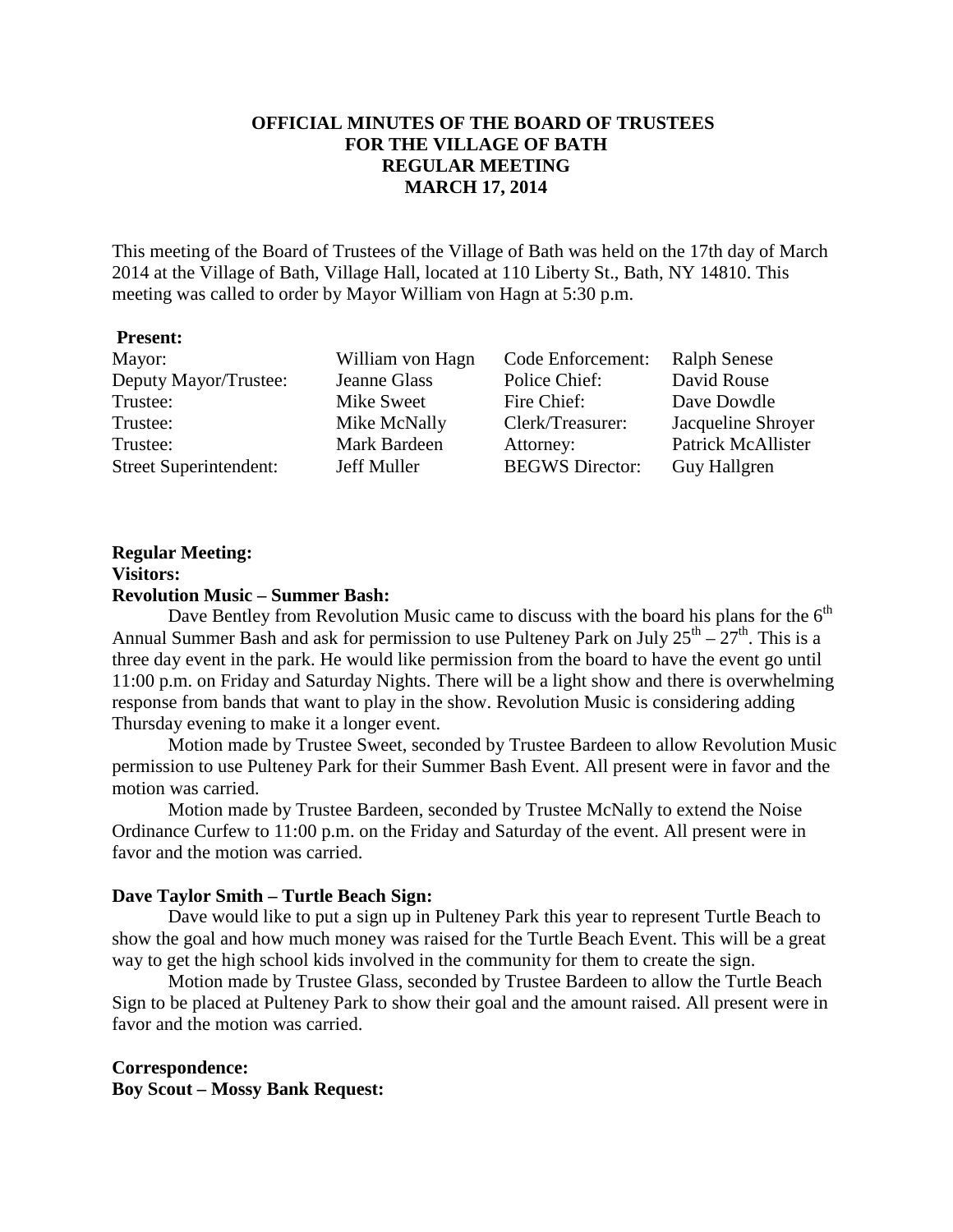# OFFICIAL MINUTES OF THE BOARD OF TRUSTEES FOR THE VILLAGE OF BATH REGULAR MEETING MARCH 17, 2014

This meeting of the Board of Trustees of the Village of Bath was held on the 17th day of March 2014 at the Village of Bath, Village Hall, located at 110 Liberty St., Bath, NY 14810. This meeting was called to order by Mayor William von Hagn at 5:30 p.m.

**Present:**

| | | | |
|---|---|---|---|
| Mayor: | William von Hagn | Code Enforcement: | Ralph Senese |
| Deputy Mayor/Trustee: | Jeanne Glass | Police Chief: | David Rouse |
| Trustee: | Mike Sweet | Fire Chief: | Dave Dowdle |
| Trustee: | Mike McNally | Clerk/Treasurer: | Jacqueline Shroyer |
| Trustee: | Mark Bardeen | Attorney: | Patrick McAllister |
| Street Superintendent: | Jeff Muller | BEGWS Director: | Guy Hallgren |

**Regular Meeting:**

**Visitors:**

**Revolution Music – Summer Bash:**

Dave Bentley from Revolution Music came to discuss with the board his plans for the 6th Annual Summer Bash and ask for permission to use Pulteney Park on July 25th – 27th. This is a three day event in the park. He would like permission from the board to have the event go until 11:00 p.m. on Friday and Saturday Nights. There will be a light show and there is overwhelming response from bands that want to play in the show. Revolution Music is considering adding Thursday evening to make it a longer event.

Motion made by Trustee Sweet, seconded by Trustee Bardeen to allow Revolution Music permission to use Pulteney Park for their Summer Bash Event. All present were in favor and the motion was carried.

Motion made by Trustee Bardeen, seconded by Trustee McNally to extend the Noise Ordinance Curfew to 11:00 p.m. on the Friday and Saturday of the event. All present were in favor and the motion was carried.

**Dave Taylor Smith – Turtle Beach Sign:**

Dave would like to put a sign up in Pulteney Park this year to represent Turtle Beach to show the goal and how much money was raised for the Turtle Beach Event. This will be a great way to get the high school kids involved in the community for them to create the sign.

Motion made by Trustee Glass, seconded by Trustee Bardeen to allow the Turtle Beach Sign to be placed at Pulteney Park to show their goal and the amount raised. All present were in favor and the motion was carried.

**Correspondence:**

**Boy Scout – Mossy Bank Request:**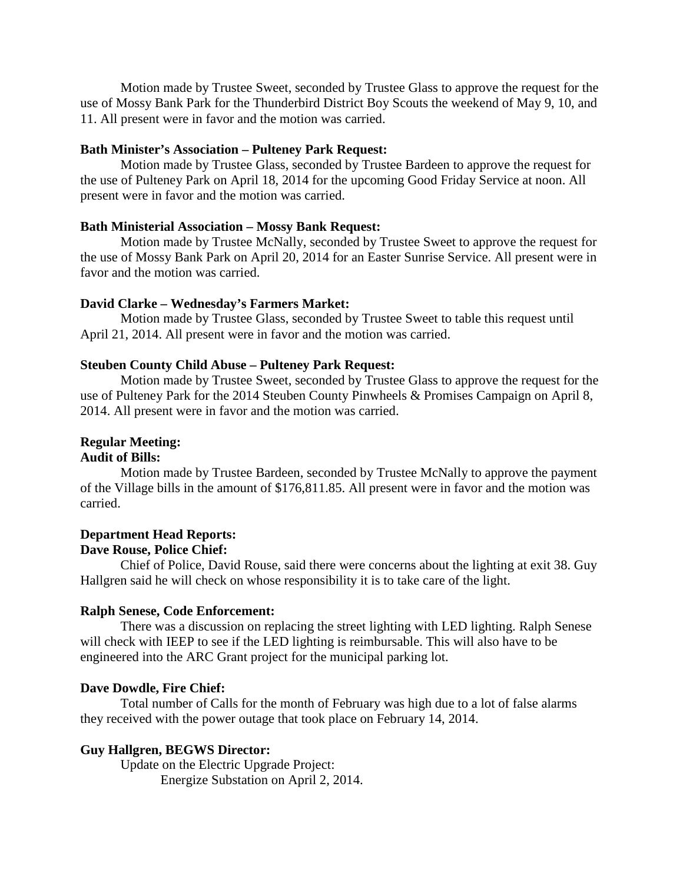Motion made by Trustee Sweet, seconded by Trustee Glass to approve the request for the use of Mossy Bank Park for the Thunderbird District Boy Scouts the weekend of May 9, 10, and 11. All present were in favor and the motion was carried.

**Bath Minister's Association – Pulteney Park Request:**

Motion made by Trustee Glass, seconded by Trustee Bardeen to approve the request for the use of Pulteney Park on April 18, 2014 for the upcoming Good Friday Service at noon. All present were in favor and the motion was carried.

**Bath Ministerial Association – Mossy Bank Request:**

Motion made by Trustee McNally, seconded by Trustee Sweet to approve the request for the use of Mossy Bank Park on April 20, 2014 for an Easter Sunrise Service. All present were in favor and the motion was carried.

**David Clarke – Wednesday's Farmers Market:**

Motion made by Trustee Glass, seconded by Trustee Sweet to table this request until April 21, 2014. All present were in favor and the motion was carried.

**Steuben County Child Abuse – Pulteney Park Request:**

Motion made by Trustee Sweet, seconded by Trustee Glass to approve the request for the use of Pulteney Park for the 2014 Steuben County Pinwheels & Promises Campaign on April 8, 2014. All present were in favor and the motion was carried.

**Regular Meeting:**

**Audit of Bills:**

Motion made by Trustee Bardeen, seconded by Trustee McNally to approve the payment of the Village bills in the amount of $176,811.85. All present were in favor and the motion was carried.

**Department Head Reports:**

**Dave Rouse, Police Chief:**

Chief of Police, David Rouse, said there were concerns about the lighting at exit 38. Guy Hallgren said he will check on whose responsibility it is to take care of the light.

**Ralph Senese, Code Enforcement:**

There was a discussion on replacing the street lighting with LED lighting. Ralph Senese will check with IEEP to see if the LED lighting is reimbursable. This will also have to be engineered into the ARC Grant project for the municipal parking lot.

**Dave Dowdle, Fire Chief:**

Total number of Calls for the month of February was high due to a lot of false alarms they received with the power outage that took place on February 14, 2014.

**Guy Hallgren, BEGWS Director:**

Update on the Electric Upgrade Project:

Energize Substation on April 2, 2014.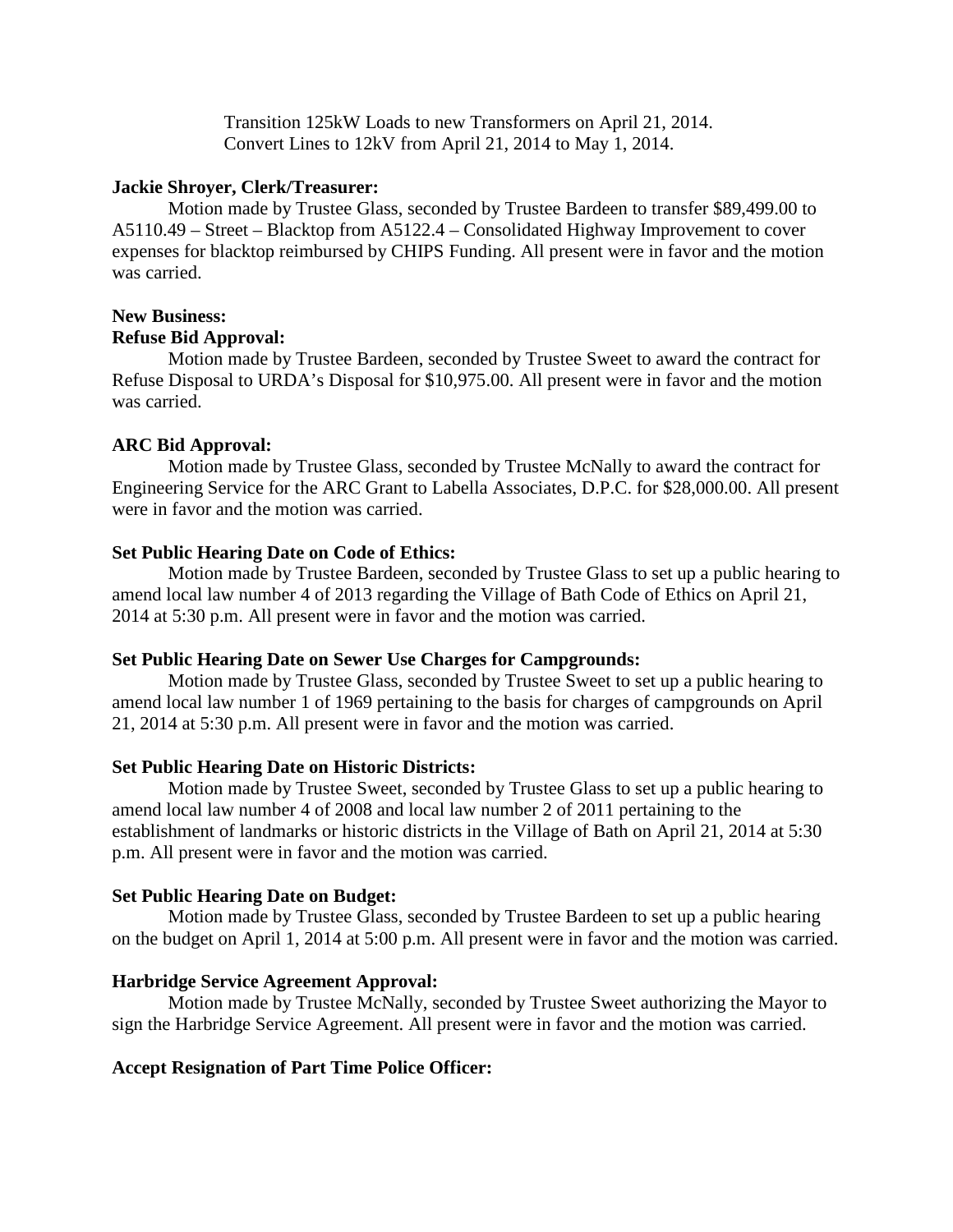Transition 125kW Loads to new Transformers on April 21, 2014.
Convert Lines to 12kV from April 21, 2014 to May 1, 2014.

**Jackie Shroyer, Clerk/Treasurer:**

Motion made by Trustee Glass, seconded by Trustee Bardeen to transfer $89,499.00 to A5110.49 – Street – Blacktop from A5122.4 – Consolidated Highway Improvement to cover expenses for blacktop reimbursed by CHIPS Funding. All present were in favor and the motion was carried.

**New Business:**

**Refuse Bid Approval:**

Motion made by Trustee Bardeen, seconded by Trustee Sweet to award the contract for Refuse Disposal to URDA's Disposal for $10,975.00. All present were in favor and the motion was carried.

**ARC Bid Approval:**

Motion made by Trustee Glass, seconded by Trustee McNally to award the contract for Engineering Service for the ARC Grant to Labella Associates, D.P.C. for $28,000.00. All present were in favor and the motion was carried.

**Set Public Hearing Date on Code of Ethics:**

Motion made by Trustee Bardeen, seconded by Trustee Glass to set up a public hearing to amend local law number 4 of 2013 regarding the Village of Bath Code of Ethics on April 21, 2014 at 5:30 p.m. All present were in favor and the motion was carried.

**Set Public Hearing Date on Sewer Use Charges for Campgrounds:**

Motion made by Trustee Glass, seconded by Trustee Sweet to set up a public hearing to amend local law number 1 of 1969 pertaining to the basis for charges of campgrounds on April 21, 2014 at 5:30 p.m. All present were in favor and the motion was carried.

**Set Public Hearing Date on Historic Districts:**

Motion made by Trustee Sweet, seconded by Trustee Glass to set up a public hearing to amend local law number 4 of 2008 and local law number 2 of 2011 pertaining to the establishment of landmarks or historic districts in the Village of Bath on April 21, 2014 at 5:30 p.m. All present were in favor and the motion was carried.

**Set Public Hearing Date on Budget:**

Motion made by Trustee Glass, seconded by Trustee Bardeen to set up a public hearing on the budget on April 1, 2014 at 5:00 p.m. All present were in favor and the motion was carried.

**Harbridge Service Agreement Approval:**

Motion made by Trustee McNally, seconded by Trustee Sweet authorizing the Mayor to sign the Harbridge Service Agreement. All present were in favor and the motion was carried.

**Accept Resignation of Part Time Police Officer:**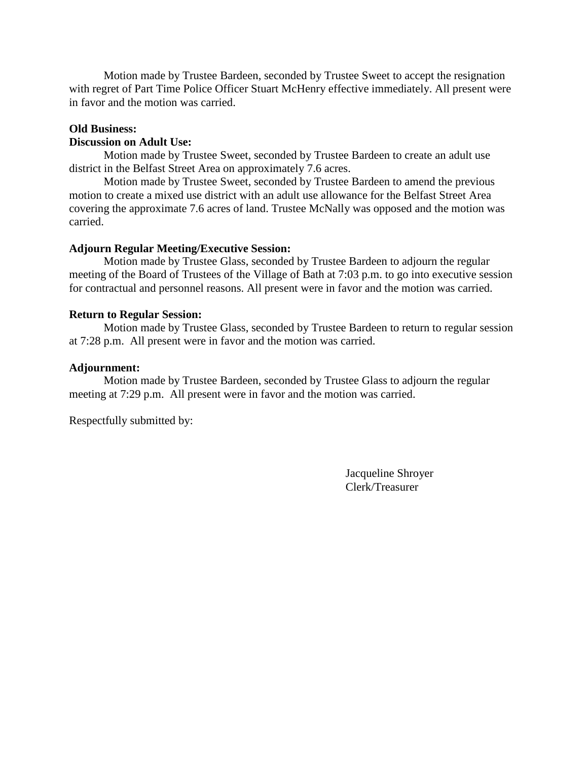Motion made by Trustee Bardeen, seconded by Trustee Sweet to accept the resignation with regret of Part Time Police Officer Stuart McHenry effective immediately. All present were in favor and the motion was carried.

**Old Business:**

**Discussion on Adult Use:**

Motion made by Trustee Sweet, seconded by Trustee Bardeen to create an adult use district in the Belfast Street Area on approximately 7.6 acres.

Motion made by Trustee Sweet, seconded by Trustee Bardeen to amend the previous motion to create a mixed use district with an adult use allowance for the Belfast Street Area covering the approximate 7.6 acres of land. Trustee McNally was opposed and the motion was carried.

**Adjourn Regular Meeting/Executive Session:**

Motion made by Trustee Glass, seconded by Trustee Bardeen to adjourn the regular meeting of the Board of Trustees of the Village of Bath at 7:03 p.m. to go into executive session for contractual and personnel reasons. All present were in favor and the motion was carried.

**Return to Regular Session:**

Motion made by Trustee Glass, seconded by Trustee Bardeen to return to regular session at 7:28 p.m. All present were in favor and the motion was carried.

**Adjournment:**

Motion made by Trustee Bardeen, seconded by Trustee Glass to adjourn the regular meeting at 7:29 p.m. All present were in favor and the motion was carried.

Respectfully submitted by:

Jacqueline Shroyer
Clerk/Treasurer